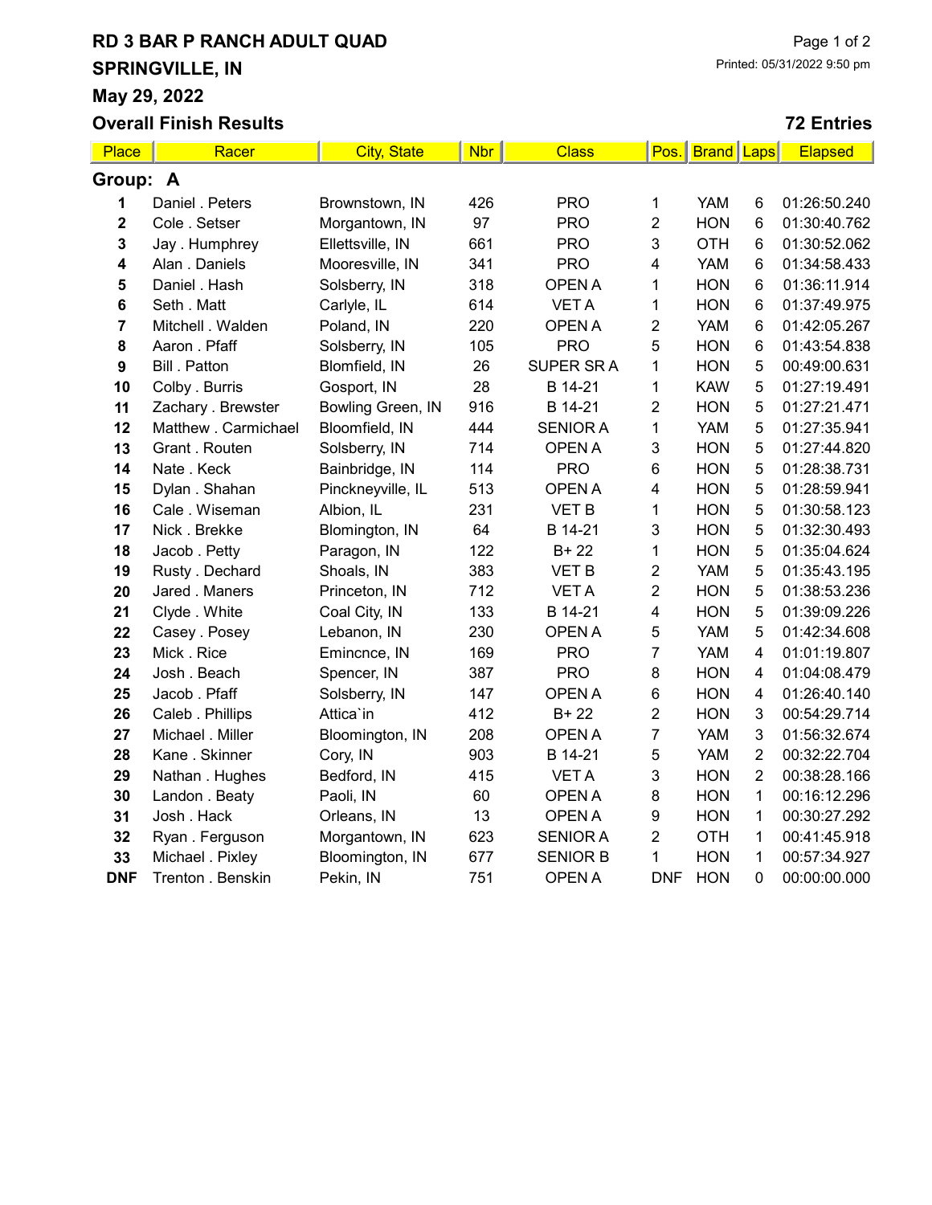# RD 3 BAR P RANCH ADULT QUAD

## SPRINGVILLE, IN

## May 29, 2022

## Overall Finish Results

Printed: 05/31/2022 9:50 pm

**72 Entries**

**Group: A**

| Place | Racer | City, State | Nbr | Class | Pos. | Brand | Laps | Elapsed |
|---|---|---|---|---|---|---|---|---|
| **1** | Daniel . Peters | Brownstown, IN | 426 | PRO | 1 | YAM | 6 | 01:26:50.240 |
| **2** | Cole . Setser | Morgantown, IN | 97 | PRO | 2 | HON | 6 | 01:30:40.762 |
| **3** | Jay . Humphrey | Ellettsville, IN | 661 | PRO | 3 | OTH | 6 | 01:30:52.062 |
| **4** | Alan . Daniels | Mooresville, IN | 341 | PRO | 4 | YAM | 6 | 01:34:58.433 |
| **5** | Daniel . Hash | Solsberry, IN | 318 | OPEN A | 1 | HON | 6 | 01:36:11.914 |
| **6** | Seth . Matt | Carlyle, IL | 614 | VET A | 1 | HON | 6 | 01:37:49.975 |
| **7** | Mitchell . Walden | Poland, IN | 220 | OPEN A | 2 | YAM | 6 | 01:42:05.267 |
| **8** | Aaron . Pfaff | Solsberry, IN | 105 | PRO | 5 | HON | 6 | 01:43:54.838 |
| **9** | Bill . Patton | Blomfield, IN | 26 | SUPER SR A | 1 | HON | 5 | 00:49:00.631 |
| **10** | Colby . Burris | Gosport, IN | 28 | B 14-21 | 1 | KAW | 5 | 01:27:19.491 |
| **11** | Zachary . Brewster | Bowling Green, IN | 916 | B 14-21 | 2 | HON | 5 | 01:27:21.471 |
| **12** | Matthew . Carmichael | Bloomfield, IN | 444 | SENIOR A | 1 | YAM | 5 | 01:27:35.941 |
| **13** | Grant . Routen | Solsberry, IN | 714 | OPEN A | 3 | HON | 5 | 01:27:44.820 |
| **14** | Nate . Keck | Bainbridge, IN | 114 | PRO | 6 | HON | 5 | 01:28:38.731 |
| **15** | Dylan . Shahan | Pinckneyville, IL | 513 | OPEN A | 4 | HON | 5 | 01:28:59.941 |
| **16** | Cale . Wiseman | Albion, IL | 231 | VET B | 1 | HON | 5 | 01:30:58.123 |
| **17** | Nick . Brekke | Blomington, IN | 64 | B 14-21 | 3 | HON | 5 | 01:32:30.493 |
| **18** | Jacob . Petty | Paragon, IN | 122 | B+ 22 | 1 | HON | 5 | 01:35:04.624 |
| **19** | Rusty . Dechard | Shoals, IN | 383 | VET B | 2 | YAM | 5 | 01:35:43.195 |
| **20** | Jared . Maners | Princeton, IN | 712 | VET A | 2 | HON | 5 | 01:38:53.236 |
| **21** | Clyde . White | Coal City, IN | 133 | B 14-21 | 4 | HON | 5 | 01:39:09.226 |
| **22** | Casey . Posey | Lebanon, IN | 230 | OPEN A | 5 | YAM | 5 | 01:42:34.608 |
| **23** | Mick . Rice | Emincnce, IN | 169 | PRO | 7 | YAM | 4 | 01:01:19.807 |
| **24** | Josh . Beach | Spencer, IN | 387 | PRO | 8 | HON | 4 | 01:04:08.479 |
| **25** | Jacob . Pfaff | Solsberry, IN | 147 | OPEN A | 6 | HON | 4 | 01:26:40.140 |
| **26** | Caleb . Phillips | Attica`in | 412 | B+ 22 | 2 | HON | 3 | 00:54:29.714 |
| **27** | Michael . Miller | Bloomington, IN | 208 | OPEN A | 7 | YAM | 3 | 01:56:32.674 |
| **28** | Kane . Skinner | Cory, IN | 903 | B 14-21 | 5 | YAM | 2 | 00:32:22.704 |
| **29** | Nathan . Hughes | Bedford, IN | 415 | VET A | 3 | HON | 2 | 00:38:28.166 |
| **30** | Landon . Beaty | Paoli, IN | 60 | OPEN A | 8 | HON | 1 | 00:16:12.296 |
| **31** | Josh . Hack | Orleans, IN | 13 | OPEN A | 9 | HON | 1 | 00:30:27.292 |
| **32** | Ryan . Ferguson | Morgantown, IN | 623 | SENIOR A | 2 | OTH | 1 | 00:41:45.918 |
| **33** | Michael . Pixley | Bloomington, IN | 677 | SENIOR B | 1 | HON | 1 | 00:57:34.927 |
| **DNF** | Trenton . Benskin | Pekin, IN | 751 | OPEN A | DNF | HON | 0 | 00:00:00.000 |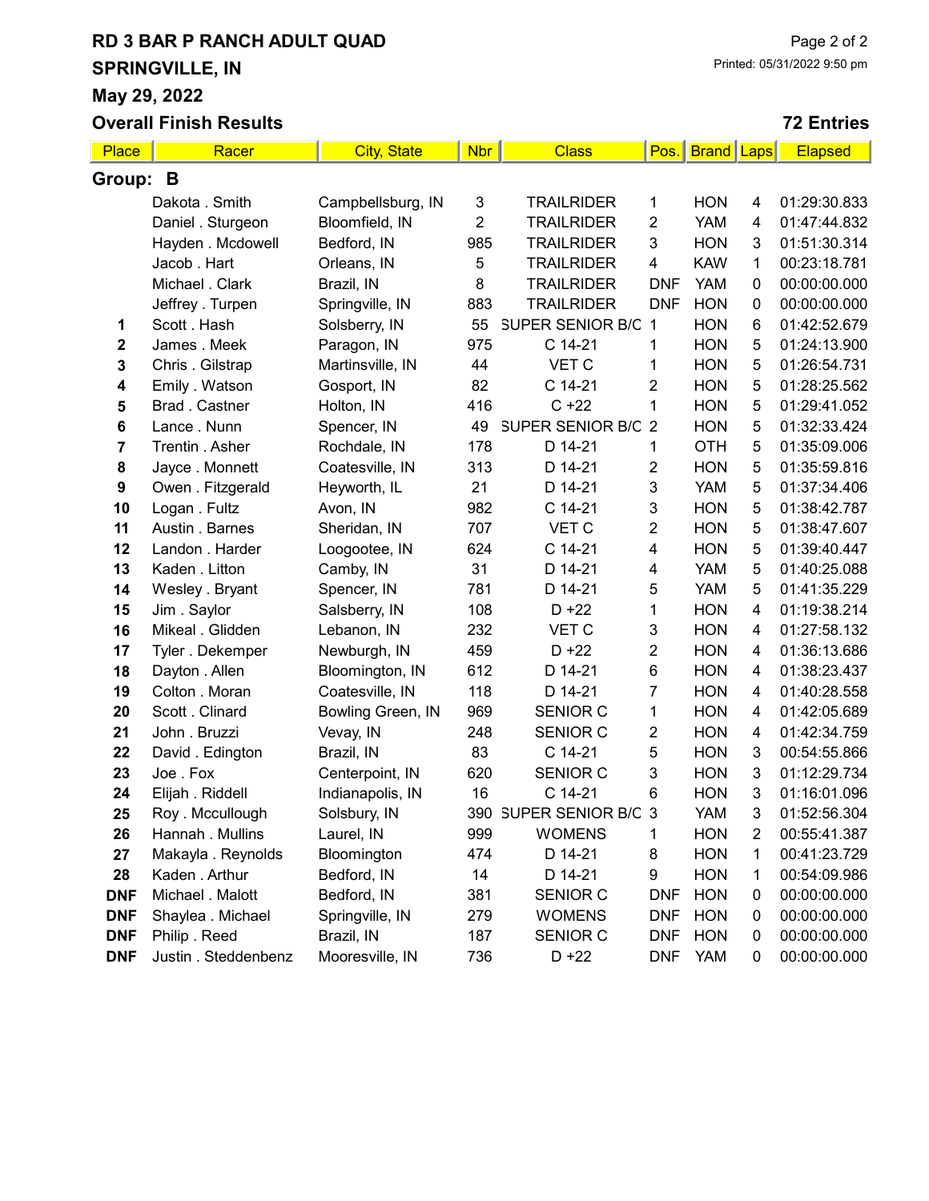# RD 3 BAR P RANCH ADULT QUAD

## SPRINGVILLE, IN

## May 29, 2022

## Overall Finish Results

**72 Entries**

| Place | Racer | City, State | Nbr | Class | Pos. | Brand | Laps | Elapsed |
|---|---|---|---|---|---|---|---|---|
| **Group: B** | | | | | | | | |
| | Dakota . Smith | Campbellsburg, IN | 3 | TRAILRIDER | 1 | HON | 4 | 01:29:30.833 |
| | Daniel . Sturgeon | Bloomfield, IN | 2 | TRAILRIDER | 2 | YAM | 4 | 01:47:44.832 |
| | Hayden . Mcdowell | Bedford, IN | 985 | TRAILRIDER | 3 | HON | 3 | 01:51:30.314 |
| | Jacob . Hart | Orleans, IN | 5 | TRAILRIDER | 4 | KAW | 1 | 00:23:18.781 |
| | Michael . Clark | Brazil, IN | 8 | TRAILRIDER | DNF | YAM | 0 | 00:00:00.000 |
| | Jeffrey . Turpen | Springville, IN | 883 | TRAILRIDER | DNF | HON | 0 | 00:00:00.000 |
| 1 | Scott . Hash | Solsberry, IN | 55 | SUPER SENIOR B/C | 1 | HON | 6 | 01:42:52.679 |
| 2 | James . Meek | Paragon, IN | 975 | C 14-21 | 1 | HON | 5 | 01:24:13.900 |
| 3 | Chris . Gilstrap | Martinsville, IN | 44 | VET C | 1 | HON | 5 | 01:26:54.731 |
| 4 | Emily . Watson | Gosport, IN | 82 | C 14-21 | 2 | HON | 5 | 01:28:25.562 |
| 5 | Brad . Castner | Holton, IN | 416 | C +22 | 1 | HON | 5 | 01:29:41.052 |
| 6 | Lance . Nunn | Spencer, IN | 49 | SUPER SENIOR B/C | 2 | HON | 5 | 01:32:33.424 |
| 7 | Trentin . Asher | Rochdale, IN | 178 | D 14-21 | 1 | OTH | 5 | 01:35:09.006 |
| 8 | Jayce . Monnett | Coatesville, IN | 313 | D 14-21 | 2 | HON | 5 | 01:35:59.816 |
| 9 | Owen . Fitzgerald | Heyworth, IL | 21 | D 14-21 | 3 | YAM | 5 | 01:37:34.406 |
| 10 | Logan . Fultz | Avon, IN | 982 | C 14-21 | 3 | HON | 5 | 01:38:42.787 |
| 11 | Austin . Barnes | Sheridan, IN | 707 | VET C | 2 | HON | 5 | 01:38:47.607 |
| 12 | Landon . Harder | Loogootee, IN | 624 | C 14-21 | 4 | HON | 5 | 01:39:40.447 |
| 13 | Kaden . Litton | Camby, IN | 31 | D 14-21 | 4 | YAM | 5 | 01:40:25.088 |
| 14 | Wesley . Bryant | Spencer, IN | 781 | D 14-21 | 5 | YAM | 5 | 01:41:35.229 |
| 15 | Jim . Saylor | Salsberry, IN | 108 | D +22 | 1 | HON | 4 | 01:19:38.214 |
| 16 | Mikeal . Glidden | Lebanon, IN | 232 | VET C | 3 | HON | 4 | 01:27:58.132 |
| 17 | Tyler . Dekemper | Newburgh, IN | 459 | D +22 | 2 | HON | 4 | 01:36:13.686 |
| 18 | Dayton . Allen | Bloomington, IN | 612 | D 14-21 | 6 | HON | 4 | 01:38:23.437 |
| 19 | Colton . Moran | Coatesville, IN | 118 | D 14-21 | 7 | HON | 4 | 01:40:28.558 |
| 20 | Scott . Clinard | Bowling Green, IN | 969 | SENIOR C | 1 | HON | 4 | 01:42:05.689 |
| 21 | John . Bruzzi | Vevay, IN | 248 | SENIOR C | 2 | HON | 4 | 01:42:34.759 |
| 22 | David . Edington | Brazil, IN | 83 | C 14-21 | 5 | HON | 3 | 00:54:55.866 |
| 23 | Joe . Fox | Centerpoint, IN | 620 | SENIOR C | 3 | HON | 3 | 01:12:29.734 |
| 24 | Elijah . Riddell | Indianapolis, IN | 16 | C 14-21 | 6 | HON | 3 | 01:16:01.096 |
| 25 | Roy . Mccullough | Solsbury, IN | 390 | SUPER SENIOR B/C | 3 | YAM | 3 | 01:52:56.304 |
| 26 | Hannah . Mullins | Laurel, IN | 999 | WOMENS | 1 | HON | 2 | 00:55:41.387 |
| 27 | Makayla . Reynolds | Bloomington | 474 | D 14-21 | 8 | HON | 1 | 00:41:23.729 |
| 28 | Kaden . Arthur | Bedford, IN | 14 | D 14-21 | 9 | HON | 1 | 00:54:09.986 |
| DNF | Michael . Malott | Bedford, IN | 381 | SENIOR C | DNF | HON | 0 | 00:00:00.000 |
| DNF | Shaylea . Michael | Springville, IN | 279 | WOMENS | DNF | HON | 0 | 00:00:00.000 |
| DNF | Philip . Reed | Brazil, IN | 187 | SENIOR C | DNF | HON | 0 | 00:00:00.000 |
| DNF | Justin . Steddenbenz | Mooresville, IN | 736 | D +22 | DNF | YAM | 0 | 00:00:00.000 |